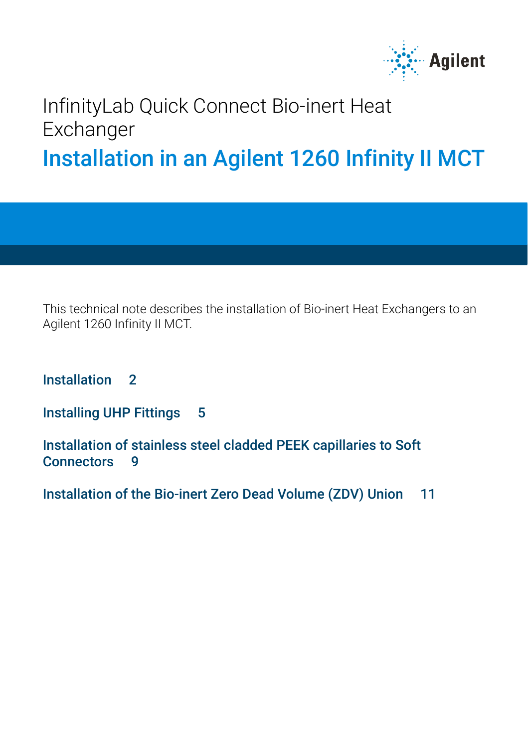# InfinityLab Quick Connect Bio-inert Heat Exchanger

## Installation in an Agilent 1260 Infinity II MCT

This technical note describes the installation of Bio-inert Heat Exchangers to an Agilent 1260 Infinity II MCT.

**Installation 2**

**Installing UHP Fittings 5**

**Installation of stainless steel cladded PEEK capillaries to Soft Connectors 9**

**Installation of the Bio-inert Zero Dead Volume (ZDV) Union 11**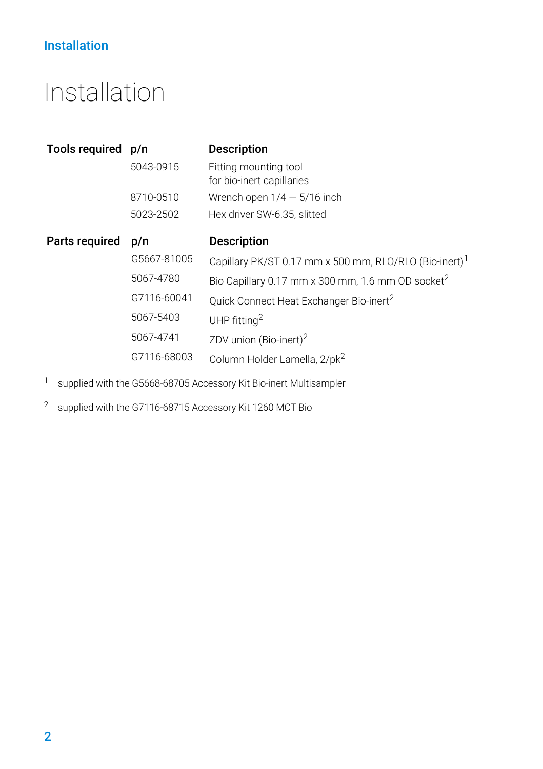# Installation

| Tools required | p/n | Description |
| --- | --- | --- |
| | 5043-0915 | Fitting mounting tool for bio-inert capillaries |
| | 8710-0510 | Wrench open 1/4 — 5/16 inch |
| | 5023-2502 | Hex driver SW-6.35, slitted |

| Parts required | p/n | Description |
| --- | --- | --- |
| | G5667-81005 | Capillary PK/ST 0.17 mm x 500 mm, RLO/RLO (Bio-inert)[1] |
| | 5067-4780 | Bio Capillary 0.17 mm x 300 mm, 1.6 mm OD socket[2] |
| | G7116-60041 | Quick Connect Heat Exchanger Bio-inert[2] |
| | 5067-5403 | UHP fitting[2] |
| | 5067-4741 | ZDV union (Bio-inert)[2] |
| | G7116-68003 | Column Holder Lamella, 2/pk[2] |

[1] supplied with the G5668-68705 Accessory Kit Bio-inert Multisampler

[2] supplied with the G7116-68715 Accessory Kit 1260 MCT Bio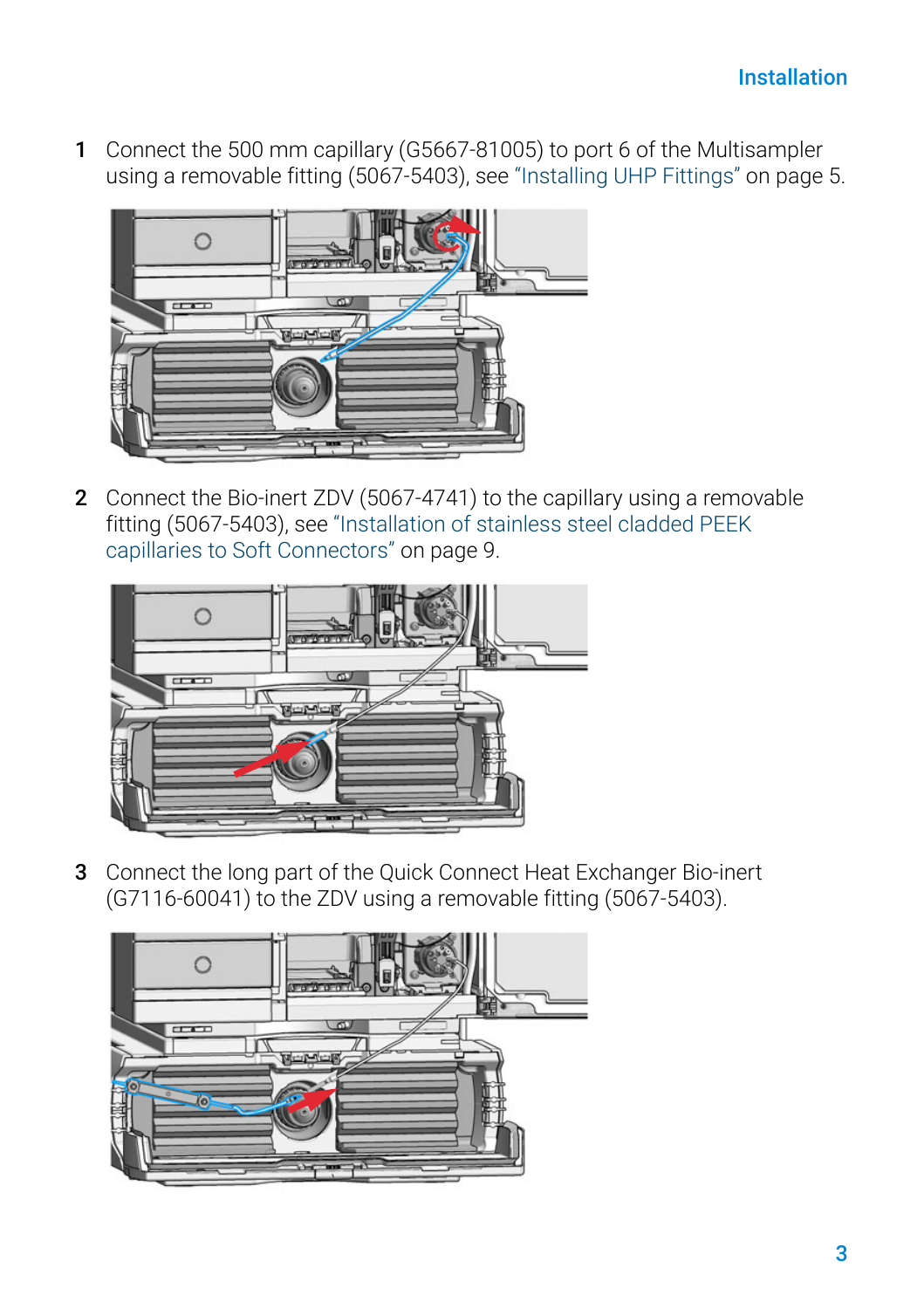1. Connect the 500 mm capillary (G5667-81005) to port 6 of the Multisampler using a removable fitting (5067-5403), see "Installing UHP Fittings" on page 5.

2. Connect the Bio-inert ZDV (5067-4741) to the capillary using a removable fitting (5067-5403), see "Installation of stainless steel cladded PEEK capillaries to Soft Connectors" on page 9.

3. Connect the long part of the Quick Connect Heat Exchanger Bio-inert (G7116-60041) to the ZDV using a removable fitting (5067-5403).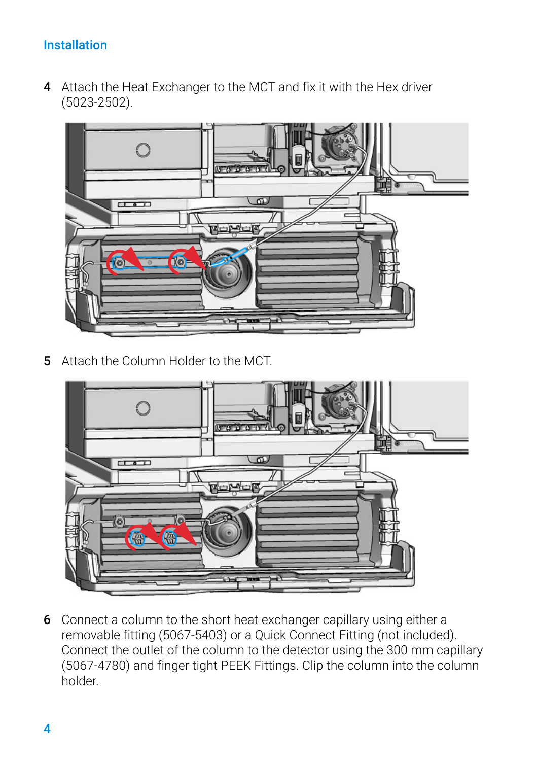## Installation

4 Attach the Heat Exchanger to the MCT and fix it with the Hex driver (5023-2502).

5 Attach the Column Holder to the MCT.

6 Connect a column to the short heat exchanger capillary using either a removable fitting (5067-5403) or a Quick Connect Fitting (not included). Connect the outlet of the column to the detector using the 300 mm capillary (5067-4780) and finger tight PEEK Fittings. Clip the column into the column holder.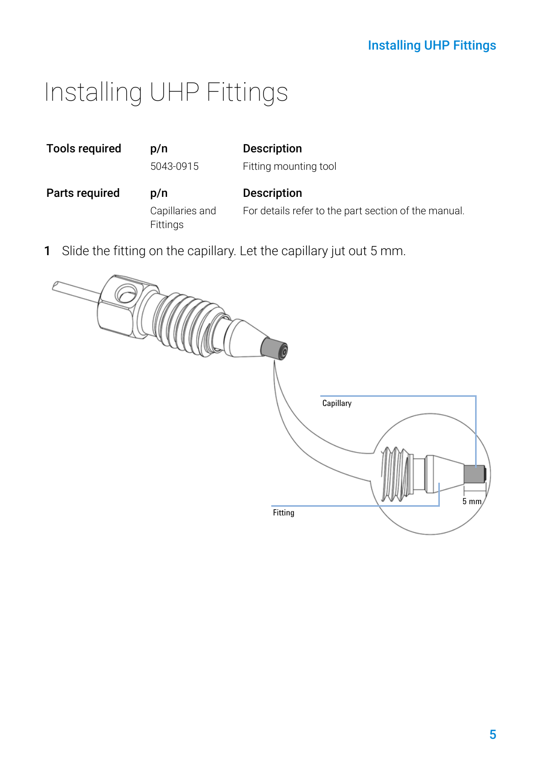# Installing UHP Fittings

| Tools required | p/n | Description |
|---|---|---|
| | 5043-0915 | Fitting mounting tool |

| Parts required | p/n | Description |
|---|---|---|
| | Capillaries and Fittings | For details refer to the part section of the manual. |

1 Slide the fitting on the capillary. Let the capillary jut out 5 mm.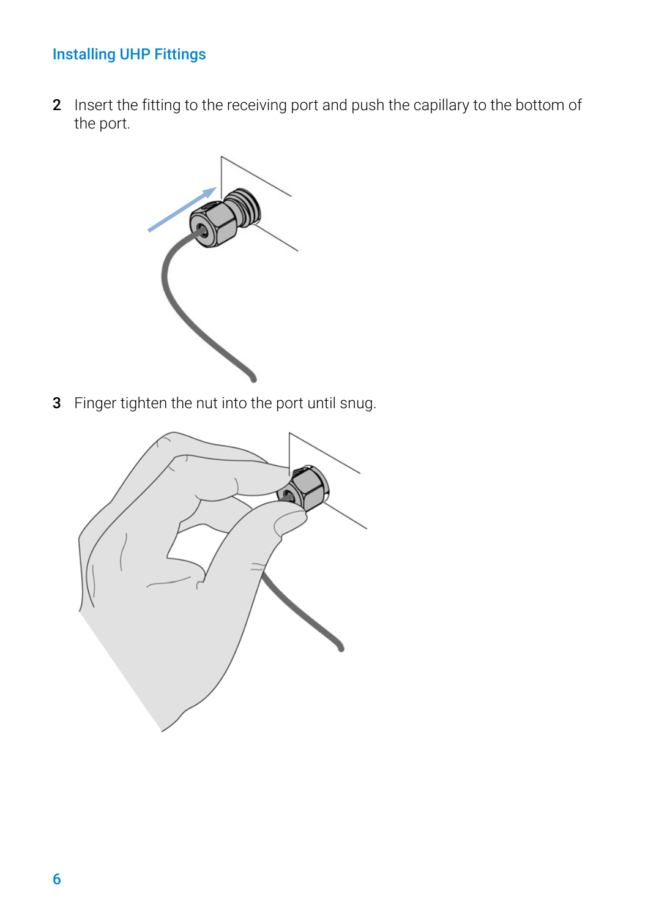2 Insert the fitting to the receiving port and push the capillary to the bottom of the port.

3 Finger tighten the nut into the port until snug.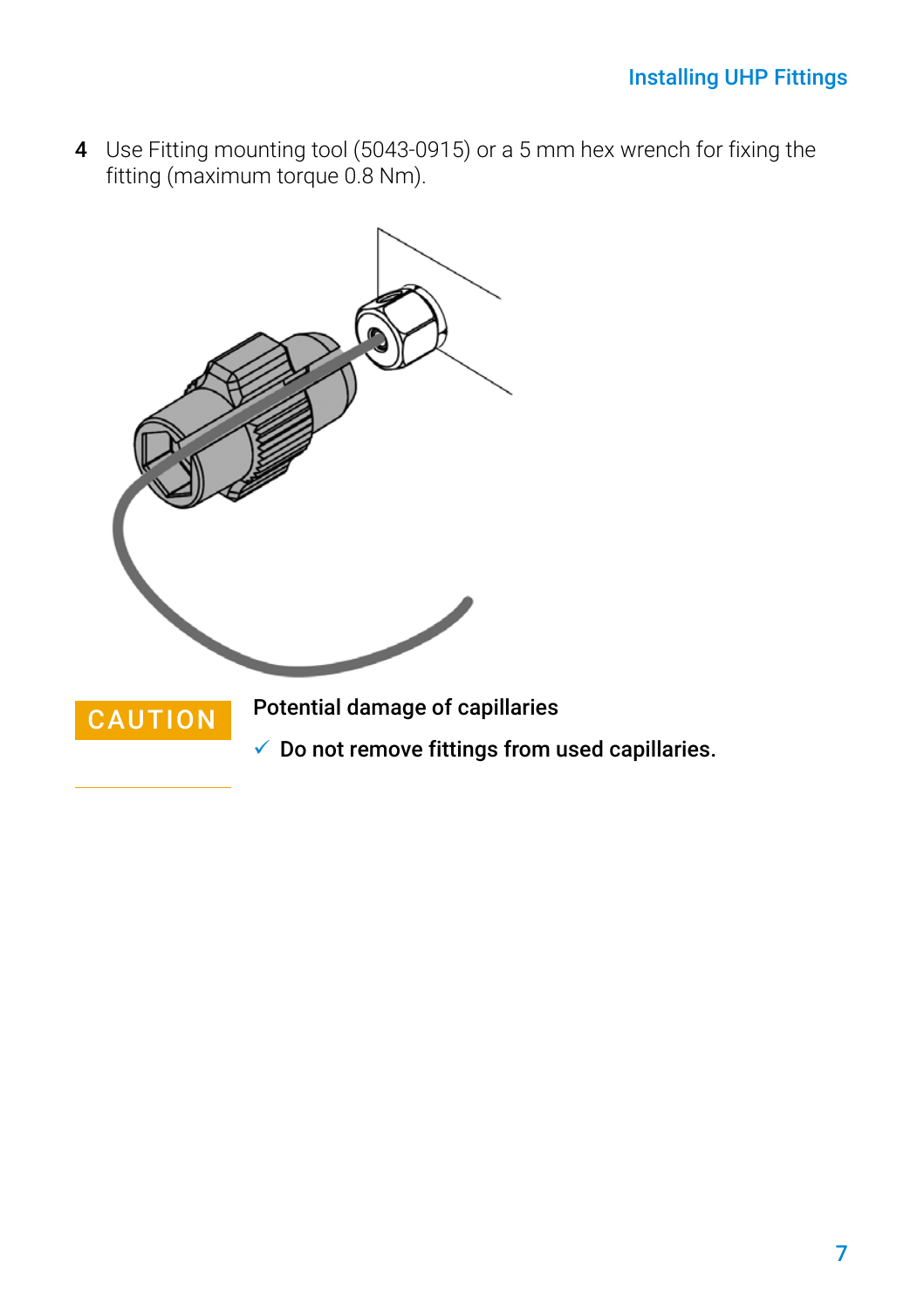4. Use Fitting mounting tool (5043-0915) or a 5 mm hex wrench for fixing the fitting (maximum torque 0.8 Nm).

**CAUTION**

**Potential damage of capillaries**

✓ **Do not remove fittings from used capillaries.**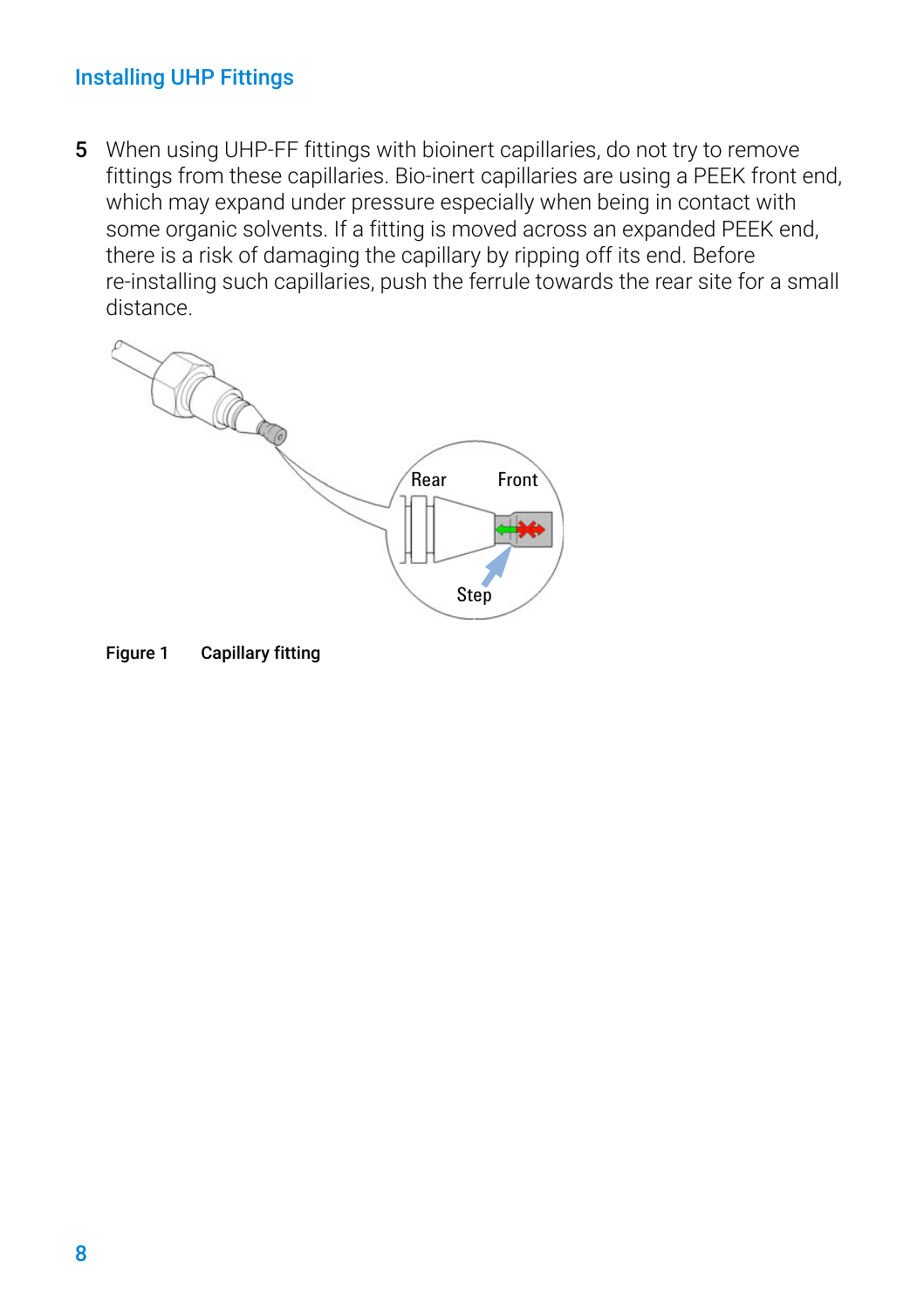5 When using UHP-FF fittings with bioinert capillaries, do not try to remove fittings from these capillaries. Bio-inert capillaries are using a PEEK front end, which may expand under pressure especially when being in contact with some organic solvents. If a fitting is moved across an expanded PEEK end, there is a risk of damaging the capillary by ripping off its end. Before re-installing such capillaries, push the ferrule towards the rear site for a small distance.

**Figure 1** **Capillary fitting**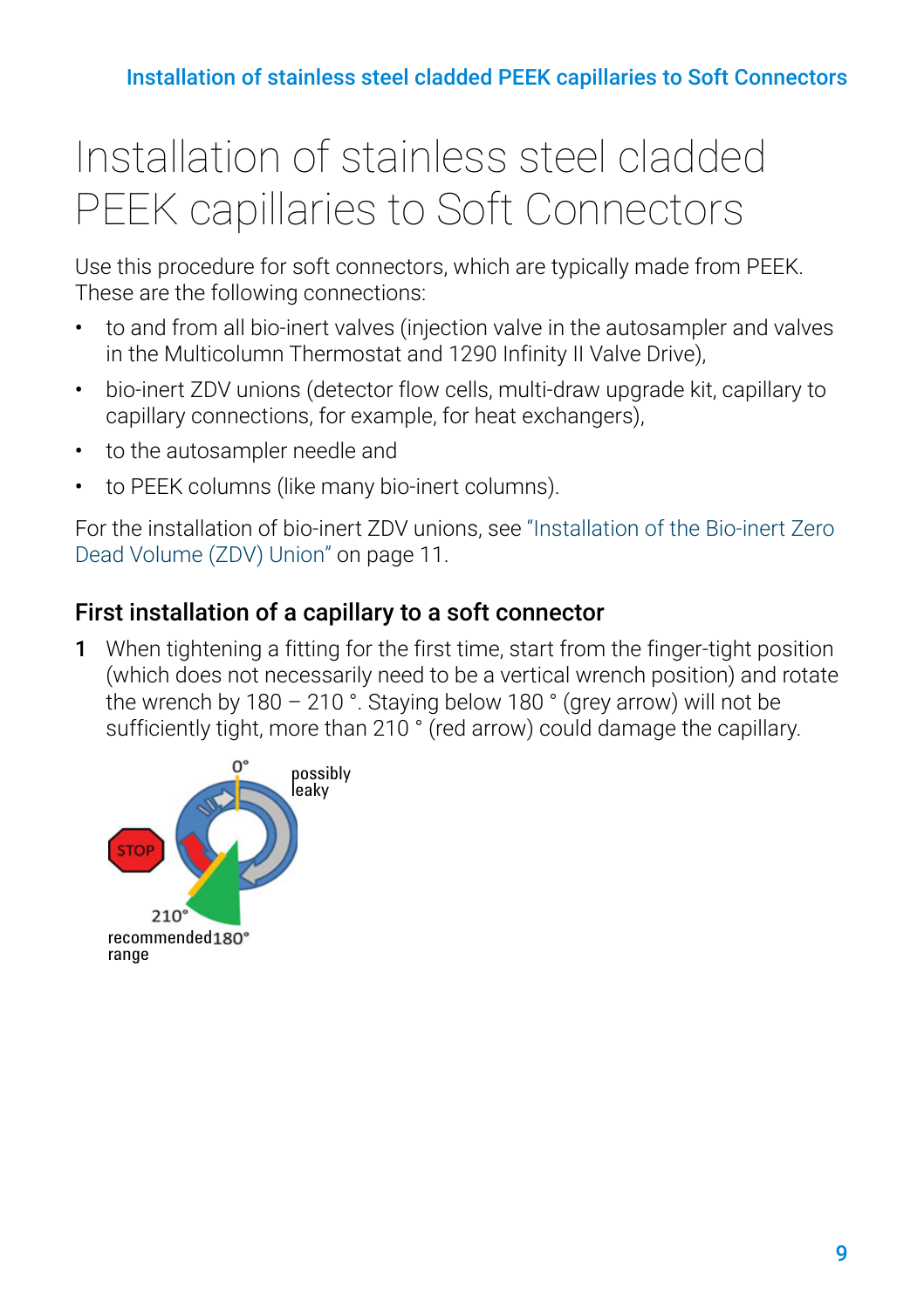# Installation of stainless steel cladded PEEK capillaries to Soft Connectors

Use this procedure for soft connectors, which are typically made from PEEK. These are the following connections:

- to and from all bio-inert valves (injection valve in the autosampler and valves in the Multicolumn Thermostat and 1290 Infinity II Valve Drive),
- bio-inert ZDV unions (detector flow cells, multi-draw upgrade kit, capillary to capillary connections, for example, for heat exchangers),
- to the autosampler needle and
- to PEEK columns (like many bio-inert columns).

For the installation of bio-inert ZDV unions, see "Installation of the Bio-inert Zero Dead Volume (ZDV) Union" on page 11.

## First installation of a capillary to a soft connector

**1** When tightening a fitting for the first time, start from the finger-tight position (which does not necessarily need to be a vertical wrench position) and rotate the wrench by 180 – 210 °. Staying below 180 ° (grey arrow) will not be sufficiently tight, more than 210 ° (red arrow) could damage the capillary.

0°

possibly leaky

STOP

210°

recommended range

180°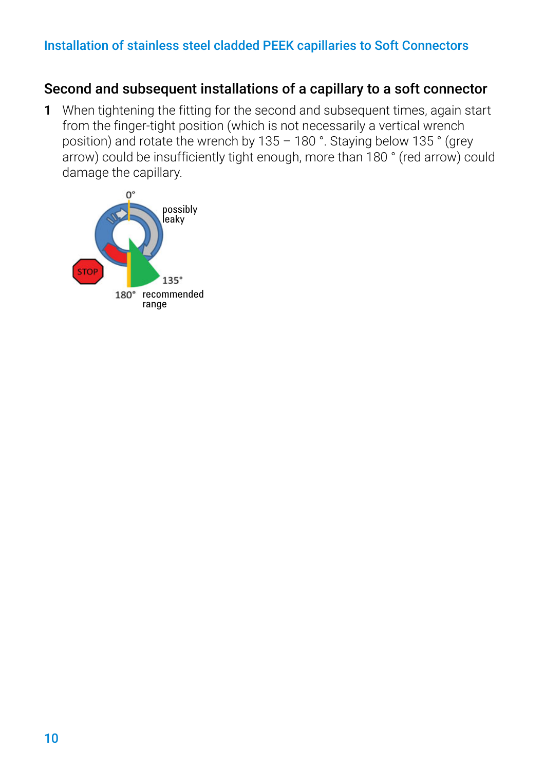## Second and subsequent installations of a capillary to a soft connector

1 When tightening the fitting for the second and subsequent times, again start from the finger-tight position (which is not necessarily a vertical wrench position) and rotate the wrench by 135 – 180 °. Staying below 135 ° (grey arrow) could be insufficiently tight enough, more than 180 ° (red arrow) could damage the capillary.

0°

possibly leaky

STOP

135°

180° recommended range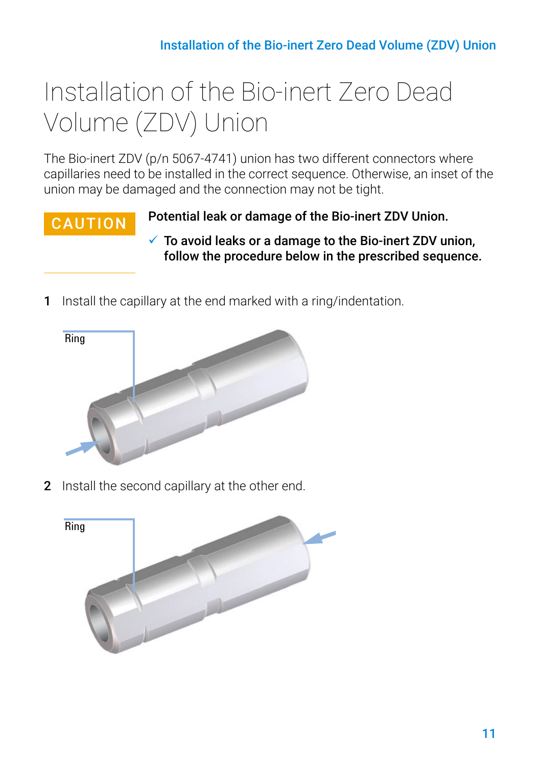# Installation of the Bio-inert Zero Dead Volume (ZDV) Union

The Bio-inert ZDV (p/n 5067-4741) union has two different connectors where capillaries need to be installed in the correct sequence. Otherwise, an inset of the union may be damaged and the connection may not be tight.

**CAUTION**

**Potential leak or damage of the Bio-inert ZDV Union.**

- ✓ **To avoid leaks or a damage to the Bio-inert ZDV union, follow the procedure below in the prescribed sequence.**

1 Install the capillary at the end marked with a ring/indentation.

Ring

2 Install the second capillary at the other end.

Ring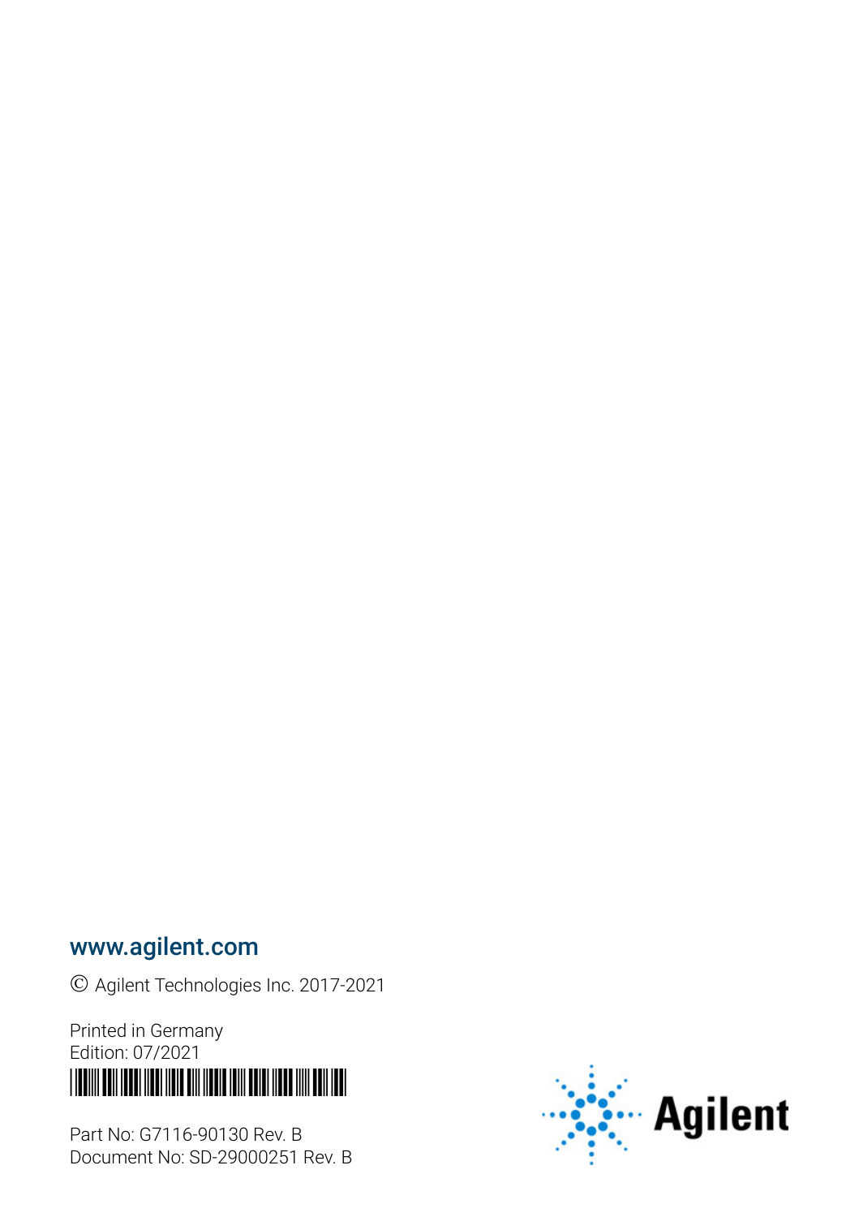www.agilent.com

© Agilent Technologies Inc. 2017-2021

Printed in Germany
Edition: 07/2021

Part No: G7116-90130 Rev. B
Document No: SD-29000251 Rev. B